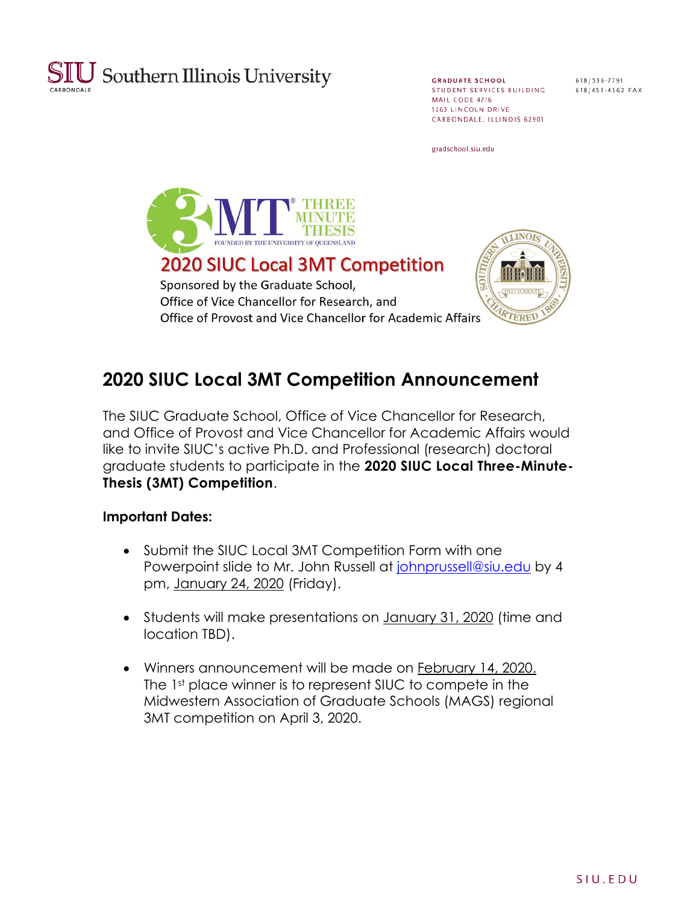SIU Southern Illinois University
CARBONDALE

GRADUATE SCHOOL
STUDENT SERVICES BUILDING
MAIL CODE 4716
1263 LINCOLN DRIVE
CARBONDALE, ILLINOIS 62901

618/536-7791
618/453-4562 FAX

gradschool.siu.edu

3MT® THREE MINUTE THESIS
FOUNDED BY THE UNIVERSITY OF QUEENSLAND

## 2020 SIUC Local 3MT Competition

Sponsored by the Graduate School,
Office of Vice Chancellor for Research, and
Office of Provost and Vice Chancellor for Academic Affairs

# 2020 SIUC Local 3MT Competition Announcement

The SIUC Graduate School, Office of Vice Chancellor for Research, and Office of Provost and Vice Chancellor for Academic Affairs would like to invite SIUC's active Ph.D. and Professional (research) doctoral graduate students to participate in the **2020 SIUC Local Three-Minute-Thesis (3MT) Competition**.

**Important Dates:**

- Submit the SIUC Local 3MT Competition Form with one Powerpoint slide to Mr. John Russell at johnprussell@siu.edu by 4 pm, January 24, 2020 (Friday).
- Students will make presentations on January 31, 2020 (time and location TBD).
- Winners announcement will be made on February 14, 2020. The 1st place winner is to represent SIUC to compete in the Midwestern Association of Graduate Schools (MAGS) regional 3MT competition on April 3, 2020.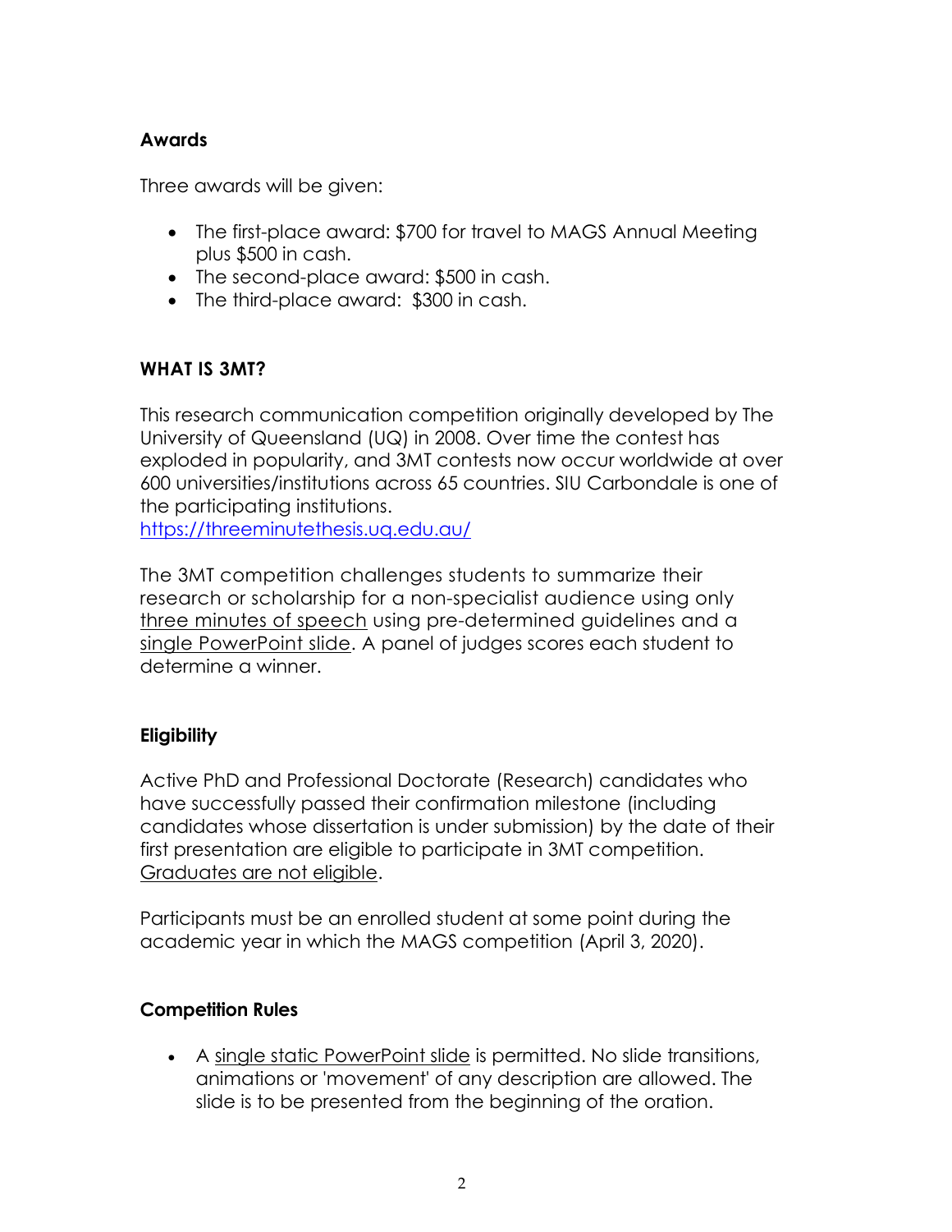## Awards

Three awards will be given:

- The first-place award: $700 for travel to MAGS Annual Meeting plus $500 in cash.
- The second-place award: $500 in cash.
- The third-place award: $300 in cash.

## WHAT IS 3MT?

This research communication competition originally developed by The University of Queensland (UQ) in 2008. Over time the contest has exploded in popularity, and 3MT contests now occur worldwide at over 600 universities/institutions across 65 countries. SIU Carbondale is one of the participating institutions.
https://threeminutethesis.uq.edu.au/

The 3MT competition challenges students to summarize their research or scholarship for a non-specialist audience using only three minutes of speech using pre-determined guidelines and a single PowerPoint slide. A panel of judges scores each student to determine a winner.

## Eligibility

Active PhD and Professional Doctorate (Research) candidates who have successfully passed their confirmation milestone (including candidates whose dissertation is under submission) by the date of their first presentation are eligible to participate in 3MT competition. Graduates are not eligible.

Participants must be an enrolled student at some point during the academic year in which the MAGS competition (April 3, 2020).

## Competition Rules

- A single static PowerPoint slide is permitted. No slide transitions, animations or 'movement' of any description are allowed. The slide is to be presented from the beginning of the oration.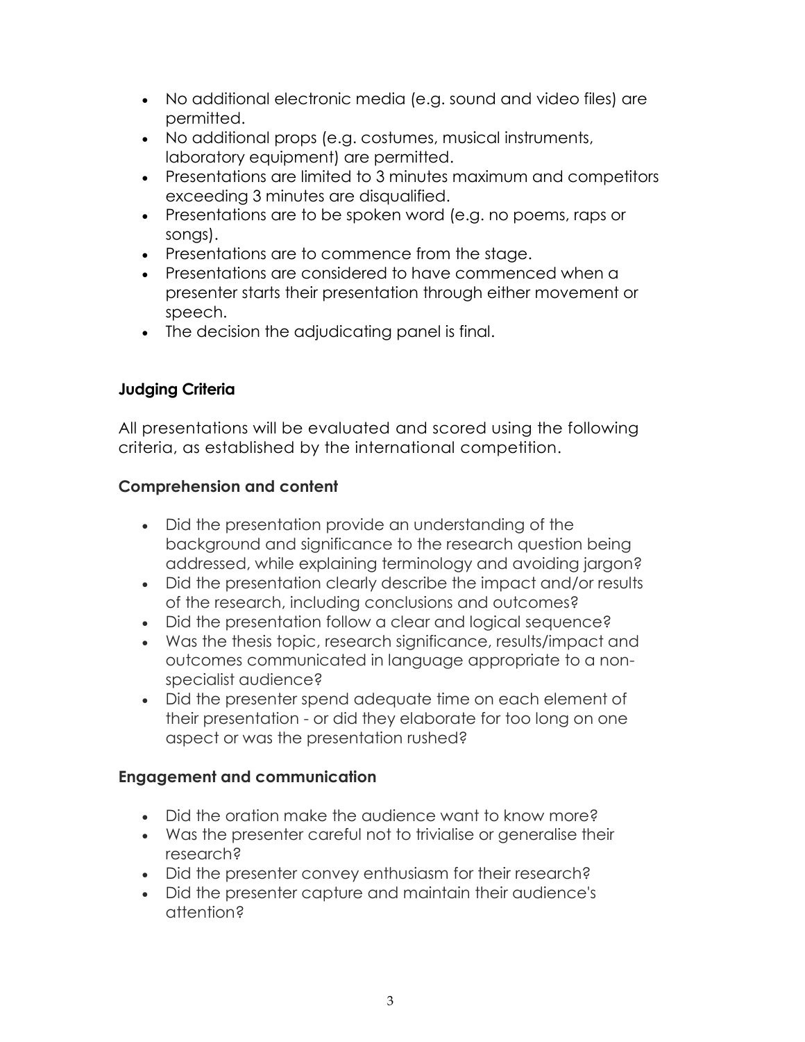- No additional electronic media (e.g. sound and video files) are permitted.
- No additional props (e.g. costumes, musical instruments, laboratory equipment) are permitted.
- Presentations are limited to 3 minutes maximum and competitors exceeding 3 minutes are disqualified.
- Presentations are to be spoken word (e.g. no poems, raps or songs).
- Presentations are to commence from the stage.
- Presentations are considered to have commenced when a presenter starts their presentation through either movement or speech.
- The decision the adjudicating panel is final.

### Judging Criteria

All presentations will be evaluated and scored using the following criteria, as established by the international competition.

### Comprehension and content

- Did the presentation provide an understanding of the background and significance to the research question being addressed, while explaining terminology and avoiding jargon?
- Did the presentation clearly describe the impact and/or results of the research, including conclusions and outcomes?
- Did the presentation follow a clear and logical sequence?
- Was the thesis topic, research significance, results/impact and outcomes communicated in language appropriate to a non-specialist audience?
- Did the presenter spend adequate time on each element of their presentation - or did they elaborate for too long on one aspect or was the presentation rushed?

### Engagement and communication

- Did the oration make the audience want to know more?
- Was the presenter careful not to trivialise or generalise their research?
- Did the presenter convey enthusiasm for their research?
- Did the presenter capture and maintain their audience's attention?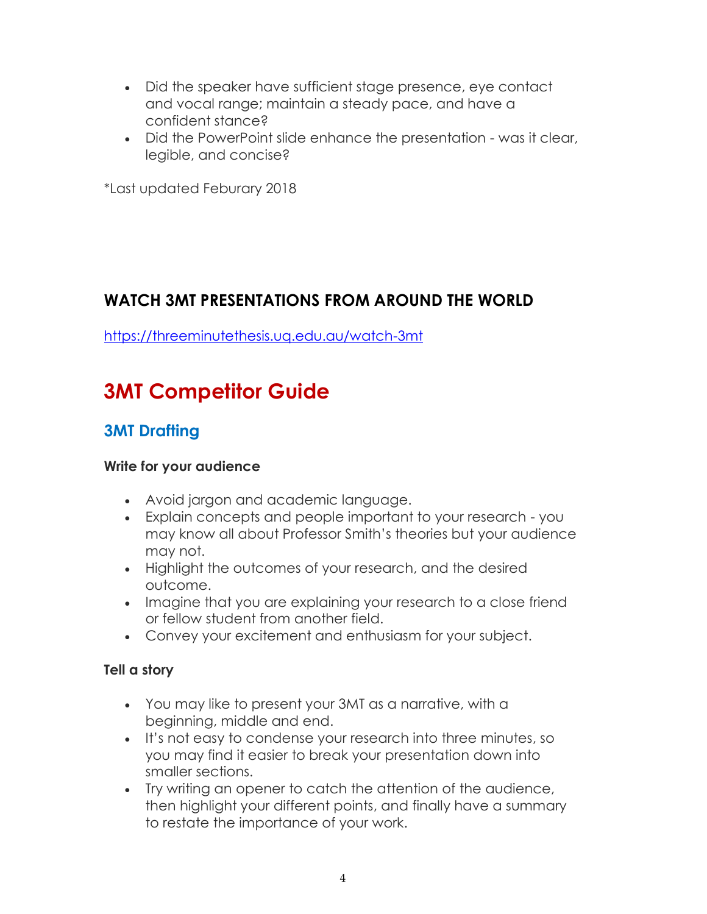- Did the speaker have sufficient stage presence, eye contact and vocal range; maintain a steady pace, and have a confident stance?
- Did the PowerPoint slide enhance the presentation - was it clear, legible, and concise?

*Last updated Feburary 2018

### WATCH 3MT PRESENTATIONS FROM AROUND THE WORLD

https://threeminutethesis.uq.edu.au/watch-3mt

# 3MT Competitor Guide

## 3MT Drafting

**Write for your audience**

- Avoid jargon and academic language.
- Explain concepts and people important to your research - you may know all about Professor Smith's theories but your audience may not.
- Highlight the outcomes of your research, and the desired outcome.
- Imagine that you are explaining your research to a close friend or fellow student from another field.
- Convey your excitement and enthusiasm for your subject.

**Tell a story**

- You may like to present your 3MT as a narrative, with a beginning, middle and end.
- It's not easy to condense your research into three minutes, so you may find it easier to break your presentation down into smaller sections.
- Try writing an opener to catch the attention of the audience, then highlight your different points, and finally have a summary to restate the importance of your work.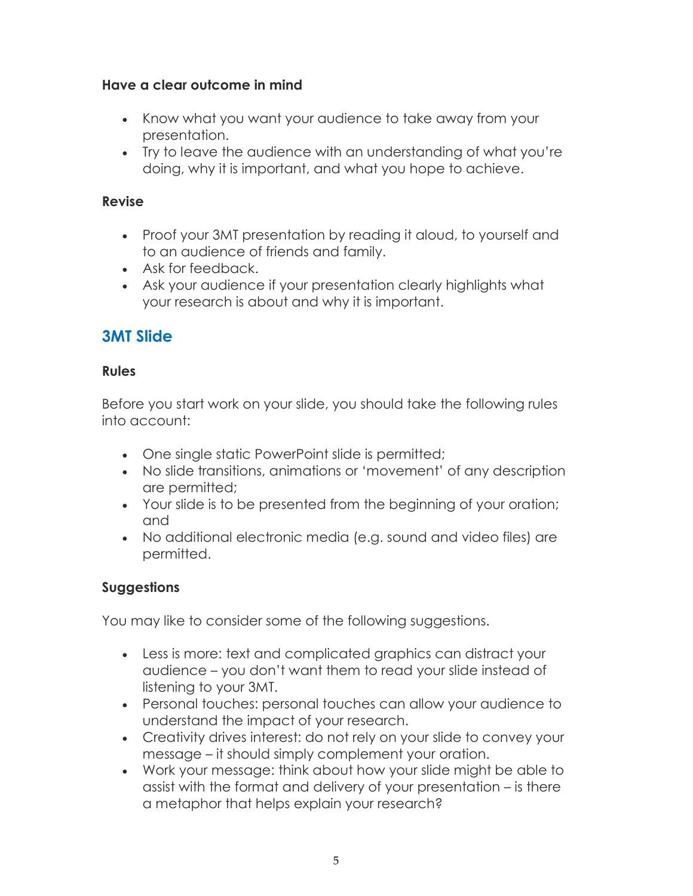### Have a clear outcome in mind

- Know what you want your audience to take away from your presentation.
- Try to leave the audience with an understanding of what you're doing, why it is important, and what you hope to achieve.

### Revise

- Proof your 3MT presentation by reading it aloud, to yourself and to an audience of friends and family.
- Ask for feedback.
- Ask your audience if your presentation clearly highlights what your research is about and why it is important.

## 3MT Slide

### Rules

Before you start work on your slide, you should take the following rules into account:

- One single static PowerPoint slide is permitted;
- No slide transitions, animations or 'movement' of any description are permitted;
- Your slide is to be presented from the beginning of your oration; and
- No additional electronic media (e.g. sound and video files) are permitted.

### Suggestions

You may like to consider some of the following suggestions.

- Less is more: text and complicated graphics can distract your audience – you don't want them to read your slide instead of listening to your 3MT.
- Personal touches: personal touches can allow your audience to understand the impact of your research.
- Creativity drives interest: do not rely on your slide to convey your message – it should simply complement your oration.
- Work your message: think about how your slide might be able to assist with the format and delivery of your presentation – is there a metaphor that helps explain your research?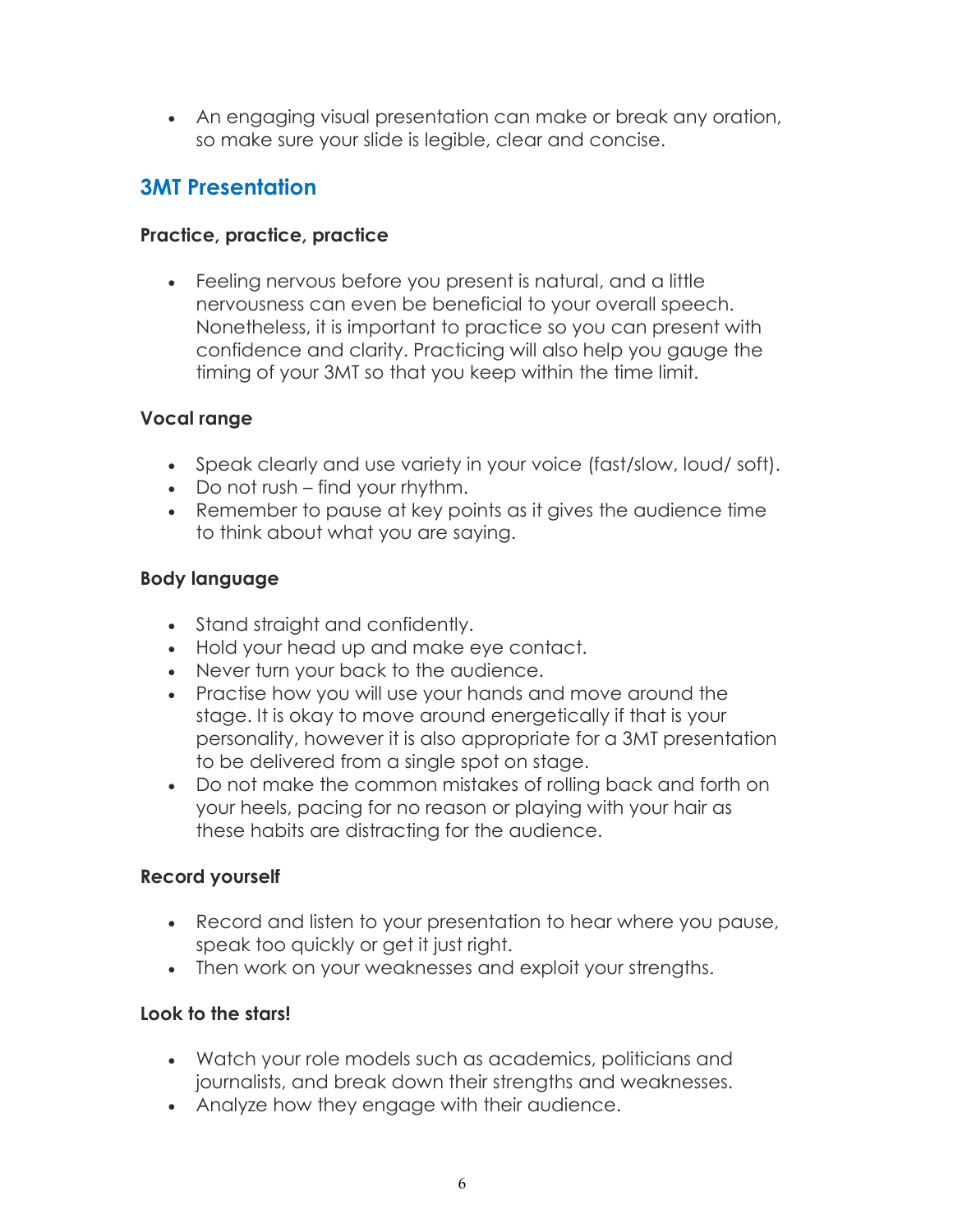- An engaging visual presentation can make or break any oration, so make sure your slide is legible, clear and concise.

## 3MT Presentation

**Practice, practice, practice**

- Feeling nervous before you present is natural, and a little nervousness can even be beneficial to your overall speech. Nonetheless, it is important to practice so you can present with confidence and clarity. Practicing will also help you gauge the timing of your 3MT so that you keep within the time limit.

**Vocal range**

- Speak clearly and use variety in your voice (fast/slow, loud/ soft).
- Do not rush – find your rhythm.
- Remember to pause at key points as it gives the audience time to think about what you are saying.

**Body language**

- Stand straight and confidently.
- Hold your head up and make eye contact.
- Never turn your back to the audience.
- Practise how you will use your hands and move around the stage. It is okay to move around energetically if that is your personality, however it is also appropriate for a 3MT presentation to be delivered from a single spot on stage.
- Do not make the common mistakes of rolling back and forth on your heels, pacing for no reason or playing with your hair as these habits are distracting for the audience.

**Record yourself**

- Record and listen to your presentation to hear where you pause, speak too quickly or get it just right.
- Then work on your weaknesses and exploit your strengths.

**Look to the stars!**

- Watch your role models such as academics, politicians and journalists, and break down their strengths and weaknesses.
- Analyze how they engage with their audience.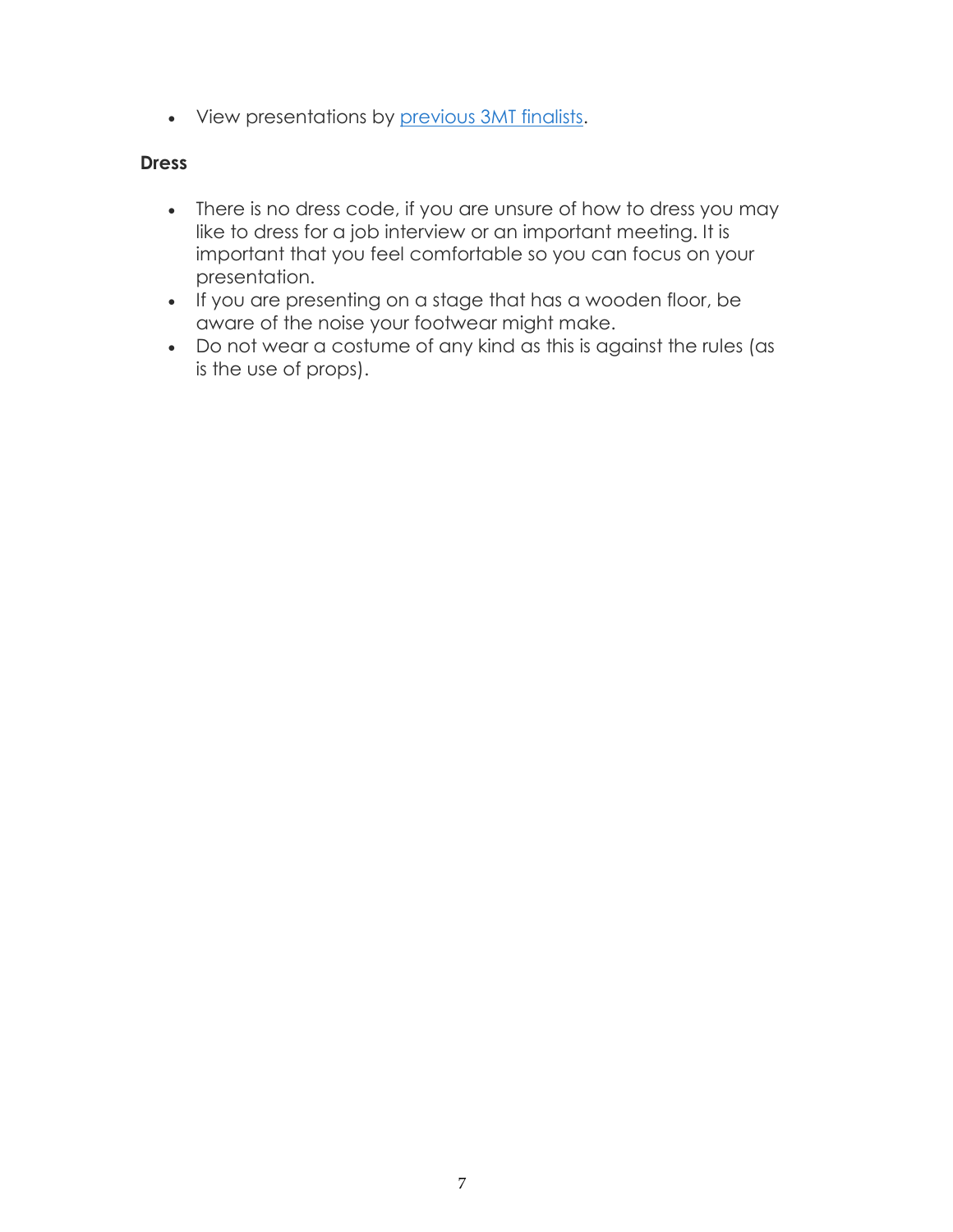- View presentations by [previous 3MT finalists].

**Dress**

- There is no dress code, if you are unsure of how to dress you may like to dress for a job interview or an important meeting. It is important that you feel comfortable so you can focus on your presentation.
- If you are presenting on a stage that has a wooden floor, be aware of the noise your footwear might make.
- Do not wear a costume of any kind as this is against the rules (as is the use of props).